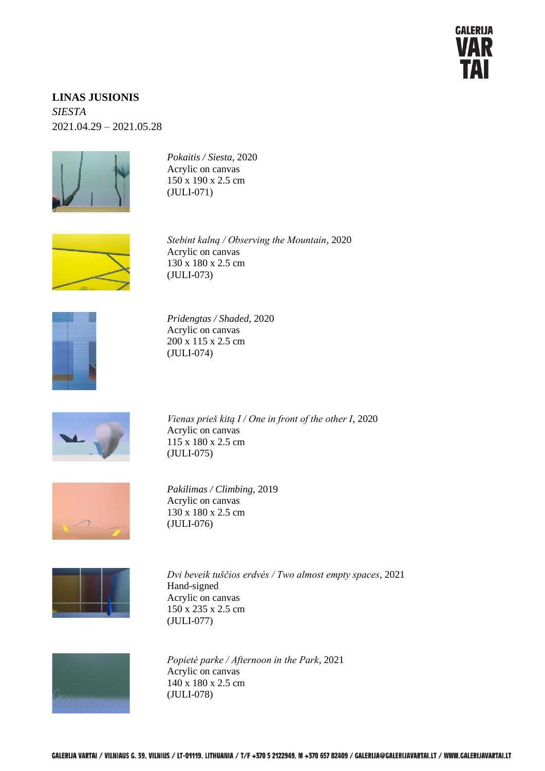**LINAS JUSIONIS**
*SIESTA*
2021.04.29 – 2021.05.28

*Pokaitis / Siesta*, 2020
Acrylic on canvas
150 x 190 x 2.5 cm
(JULI-071)

*Stebint kalną / Observing the Mountain*, 2020
Acrylic on canvas
130 x 180 x 2.5 cm
(JULI-073)

*Pridengtas / Shaded*, 2020
Acrylic on canvas
200 x 115 x 2.5 cm
(JULI-074)

*Vienas prieš kitą I / One in front of the other I*, 2020
Acrylic on canvas
115 x 180 x 2.5 cm
(JULI-075)

*Pakilimas / Climbing*, 2019
Acrylic on canvas
130 x 180 x 2.5 cm
(JULI-076)

*Dvi beveik tuščios erdvės / Two almost empty spaces*, 2021
Hand-signed
Acrylic on canvas
150 x 235 x 2.5 cm
(JULI-077)

*Popietė parke / Afternoon in the Park*, 2021
Acrylic on canvas
140 x 180 x 2.5 cm
(JULI-078)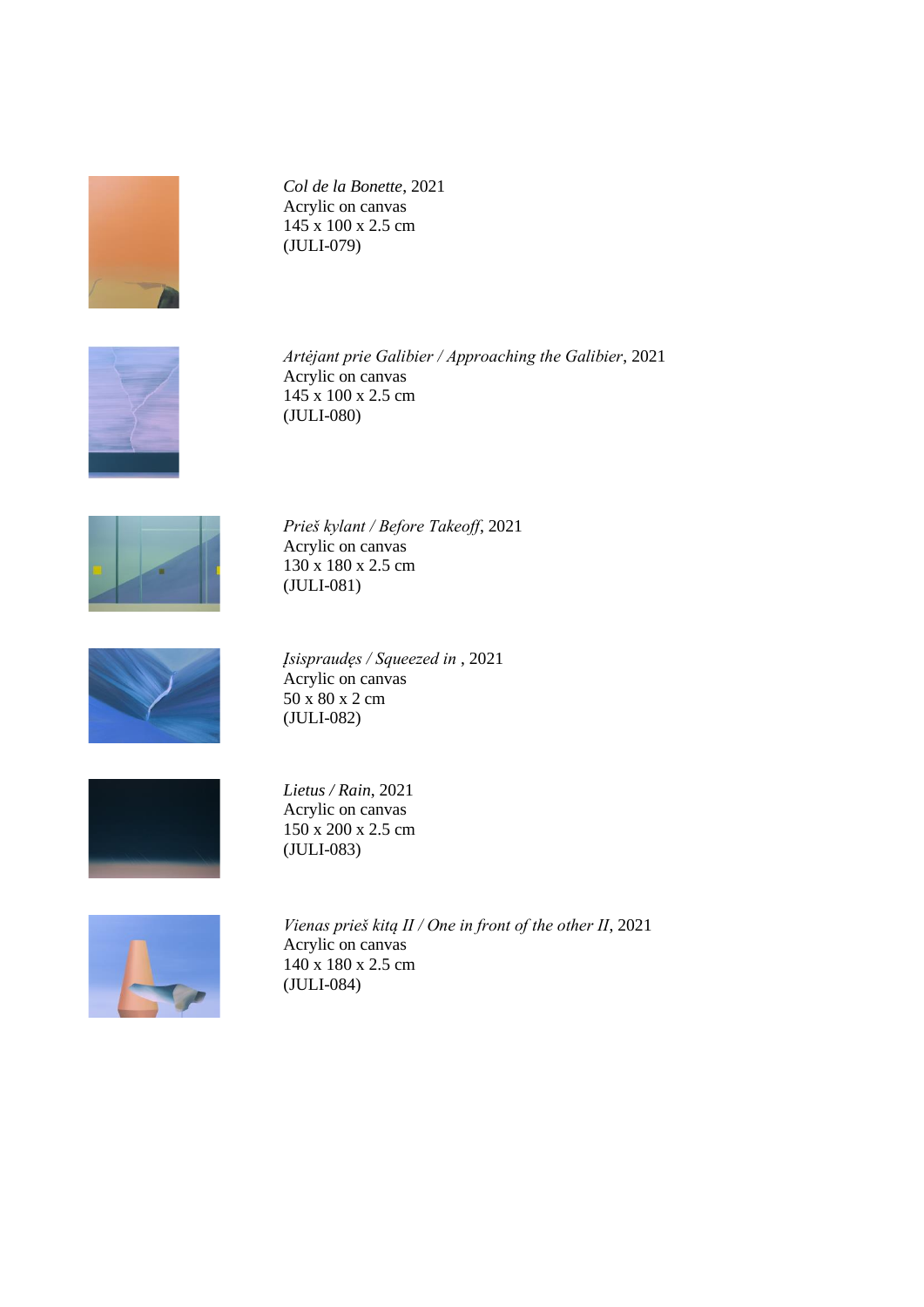*Col de la Bonette*, 2021
Acrylic on canvas
145 x 100 x 2.5 cm
(JULI-079)

*Artėjant prie Galibier / Approaching the Galibier*, 2021
Acrylic on canvas
145 x 100 x 2.5 cm
(JULI-080)

*Prieš kylant / Before Takeoff*, 2021
Acrylic on canvas
130 x 180 x 2.5 cm
(JULI-081)

*Įsispraudęs / Squeezed in* , 2021
Acrylic on canvas
50 x 80 x 2 cm
(JULI-082)

*Lietus / Rain*, 2021
Acrylic on canvas
150 x 200 x 2.5 cm
(JULI-083)

*Vienas prieš kitą II / One in front of the other II*, 2021
Acrylic on canvas
140 x 180 x 2.5 cm
(JULI-084)